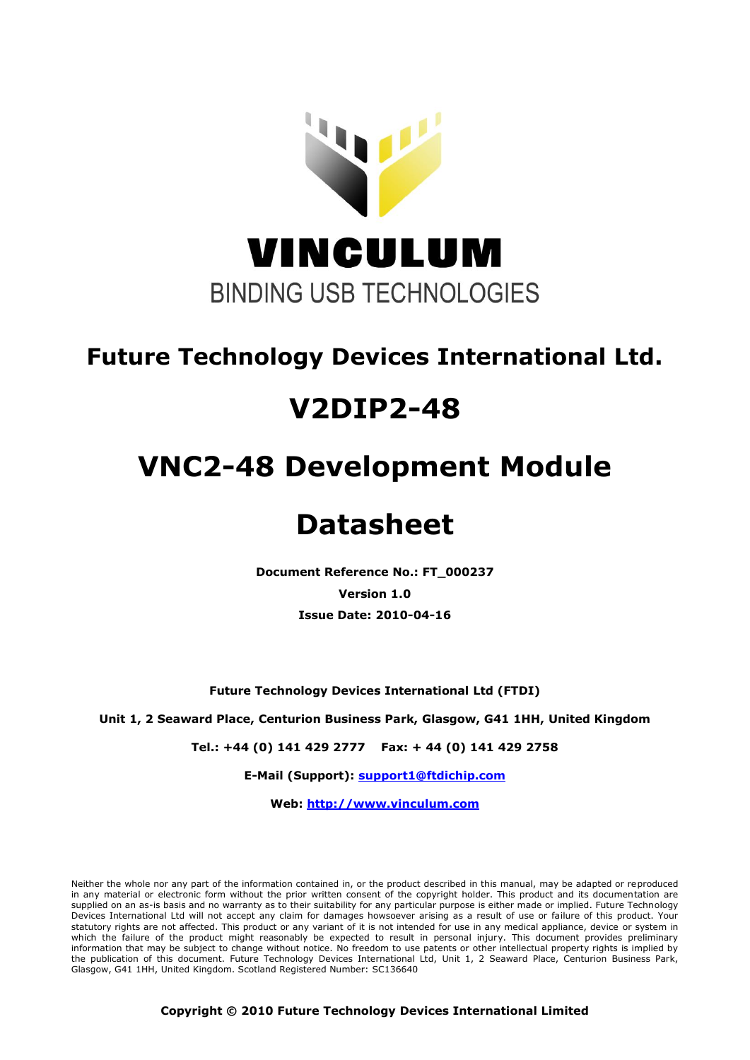VINCULUM

BINDING USB TECHNOLOGIES

# Future Technology Devices International Ltd.

# V2DIP2-48

# VNC2-48 Development Module

# Datasheet

**Document Reference No.: FT_000237**

**Version 1.0**

**Issue Date: 2010-04-16**

**Future Technology Devices International Ltd (FTDI)**

**Unit 1, 2 Seaward Place, Centurion Business Park, Glasgow, G41 1HH, United Kingdom**

**Tel.: +44 (0) 141 429 2777 Fax: + 44 (0) 141 429 2758**

**E-Mail (Support): support1@ftdichip.com**

**Web: http://www.vinculum.com**

Neither the whole nor any part of the information contained in, or the product described in this manual, may be adapted or reproduced in any material or electronic form without the prior written consent of the copyright holder. This product and its documentation are supplied on an as-is basis and no warranty as to their suitability for any particular purpose is either made or implied. Future Technology Devices International Ltd will not accept any claim for damages howsoever arising as a result of use or failure of this product. Your statutory rights are not affected. This product or any variant of it is not intended for use in any medical appliance, device or system in which the failure of the product might reasonably be expected to result in personal injury. This document provides preliminary information that may be subject to change without notice. No freedom to use patents or other intellectual property rights is implied by the publication of this document. Future Technology Devices International Ltd, Unit 1, 2 Seaward Place, Centurion Business Park, Glasgow, G41 1HH, United Kingdom. Scotland Registered Number: SC136640

**Copyright © 2010 Future Technology Devices International Limited**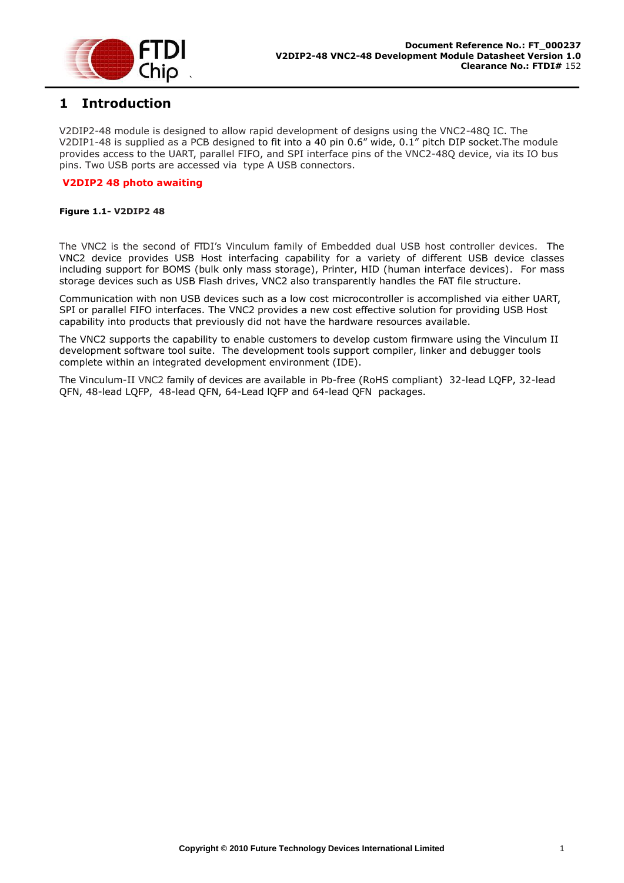# 1 Introduction

V2DIP2-48 module is designed to allow rapid development of designs using the VNC2-48Q IC. The V2DIP1-48 is supplied as a PCB designed to fit into a 40 pin 0.6" wide, 0.1" pitch DIP socket.The module provides access to the UART, parallel FIFO, and SPI interface pins of the VNC2-48Q device, via its IO bus pins. Two USB ports are accessed via type A USB connectors.

**V2DIP2 48 photo awaiting**

**Figure 1.1- V2DIP2 48**

The VNC2 is the second of FTDI's Vinculum family of Embedded dual USB host controller devices. The VNC2 device provides USB Host interfacing capability for a variety of different USB device classes including support for BOMS (bulk only mass storage), Printer, HID (human interface devices). For mass storage devices such as USB Flash drives, VNC2 also transparently handles the FAT file structure.

Communication with non USB devices such as a low cost microcontroller is accomplished via either UART, SPI or parallel FIFO interfaces. The VNC2 provides a new cost effective solution for providing USB Host capability into products that previously did not have the hardware resources available.

The VNC2 supports the capability to enable customers to develop custom firmware using the Vinculum II development software tool suite. The development tools support compiler, linker and debugger tools complete within an integrated development environment (IDE).

The Vinculum-II VNC2 family of devices are available in Pb-free (RoHS compliant) 32-lead LQFP, 32-lead QFN, 48-lead LQFP, 48-lead QFN, 64-Lead lQFP and 64-lead QFN packages.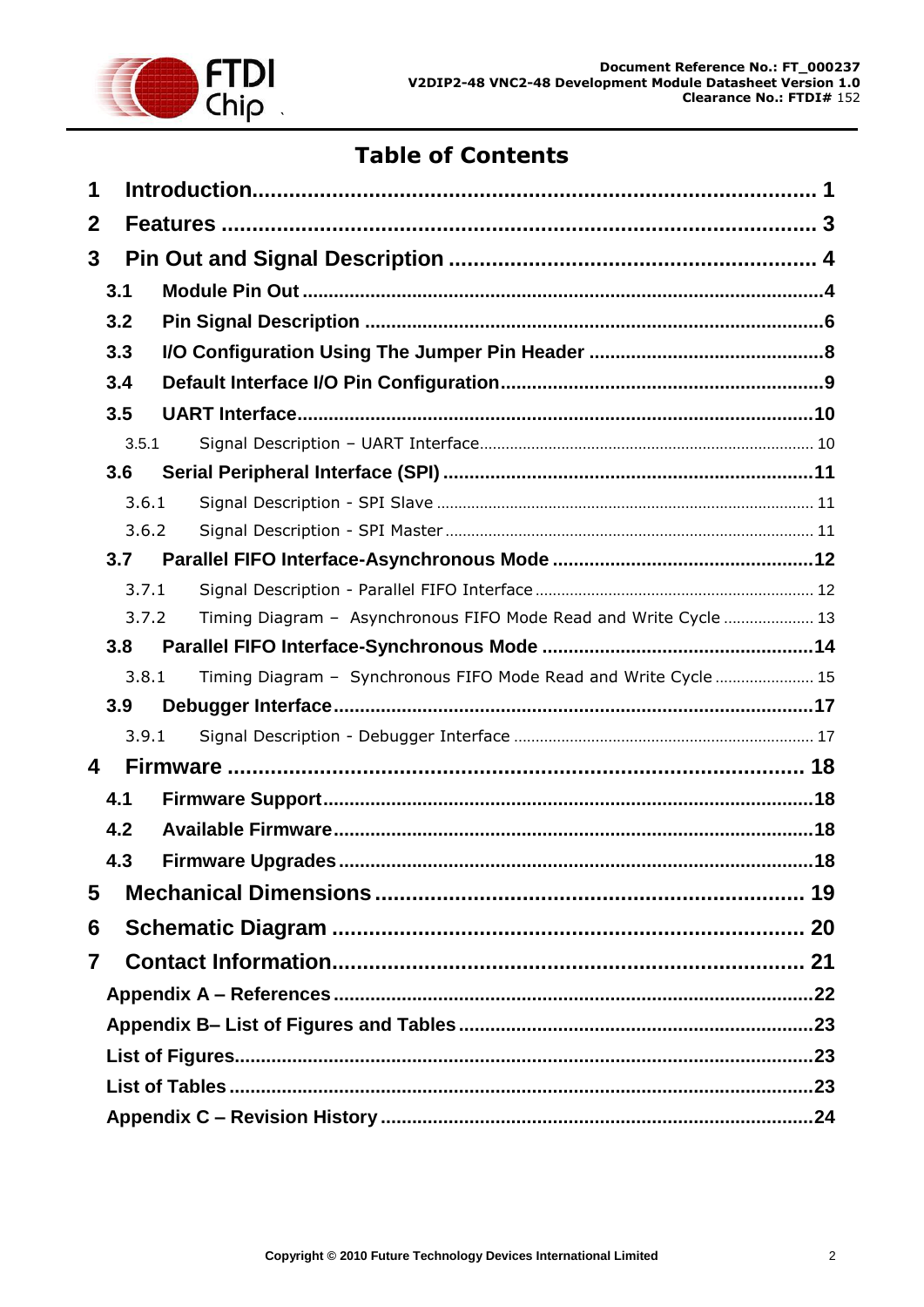# Table of Contents

1 Introduction ........................................................................................ 1

2 Features ............................................................................................. 3

3 Pin Out and Signal Description ......................................................... 4

3.1 Module Pin Out ................................................................................. 4

3.2 Pin Signal Description ...................................................................... 6

3.3 I/O Configuration Using The Jumper Pin Header ............................... 8

3.4 Default Interface I/O Pin Configuration ............................................. 9

3.5 UART Interface ................................................................................ 10

3.5.1 Signal Description – UART Interface ............................................ 10

3.6 Serial Peripheral Interface (SPI) ...................................................... 11

3.6.1 Signal Description - SPI Slave ..................................................... 11

3.6.2 Signal Description - SPI Master .................................................... 11

3.7 Parallel FIFO Interface-Asynchronous Mode .................................... 12

3.7.1 Signal Description - Parallel FIFO Interface ................................... 12

3.7.2 Timing Diagram – Asynchronous FIFO Mode Read and Write Cycle ..... 13

3.8 Parallel FIFO Interface-Synchronous Mode ...................................... 14

3.8.1 Timing Diagram – Synchronous FIFO Mode Read and Write Cycle ..... 15

3.9 Debugger Interface .......................................................................... 17

3.9.1 Signal Description - Debugger Interface ........................................ 17

4 Firmware ........................................................................................... 18

4.1 Firmware Support ............................................................................ 18

4.2 Available Firmware .......................................................................... 18

4.3 Firmware Upgrades .......................................................................... 18

5 Mechanical Dimensions ..................................................................... 19

6 Schematic Diagram ............................................................................ 20

7 Contact Information ........................................................................... 21

Appendix A – References ....................................................................... 22

Appendix B– List of Figures and Tables .................................................. 23

List of Figures ........................................................................................ 23

List of Tables ......................................................................................... 23

Appendix C – Revision History ............................................................... 24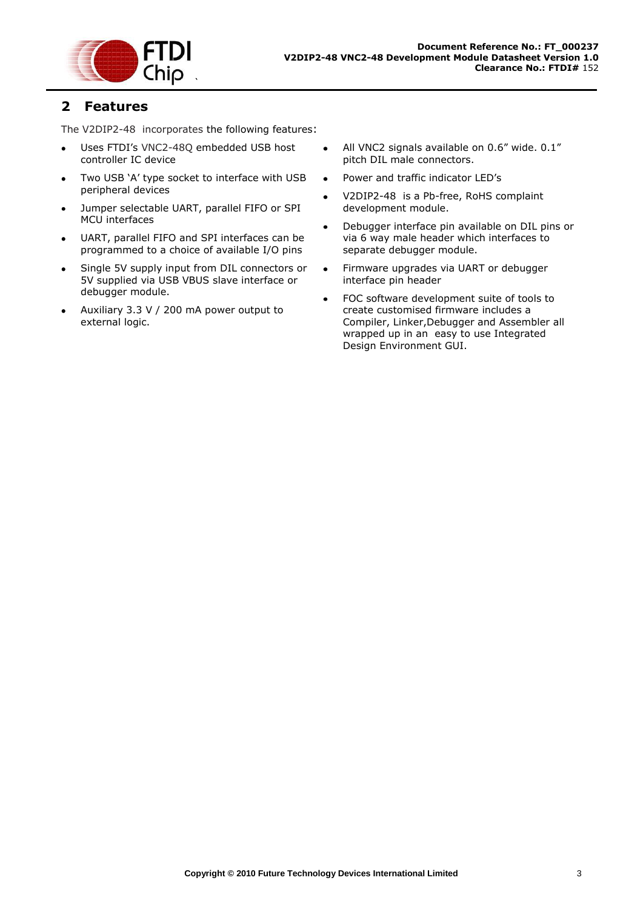## 2 Features

The V2DIP2-48 incorporates the following features:

- Uses FTDI's VNC2-48Q embedded USB host controller IC device
- Two USB 'A' type socket to interface with USB peripheral devices
- Jumper selectable UART, parallel FIFO or SPI MCU interfaces
- UART, parallel FIFO and SPI interfaces can be programmed to a choice of available I/O pins
- Single 5V supply input from DIL connectors or 5V supplied via USB VBUS slave interface or debugger module.
- Auxiliary 3.3 V / 200 mA power output to external logic.
- All VNC2 signals available on 0.6" wide. 0.1" pitch DIL male connectors.
- Power and traffic indicator LED's
- V2DIP2-48 is a Pb-free, RoHS complaint development module.
- Debugger interface pin available on DIL pins or via 6 way male header which interfaces to separate debugger module.
- Firmware upgrades via UART or debugger interface pin header
- FOC software development suite of tools to create customised firmware includes a Compiler, Linker,Debugger and Assembler all wrapped up in an easy to use Integrated Design Environment GUI.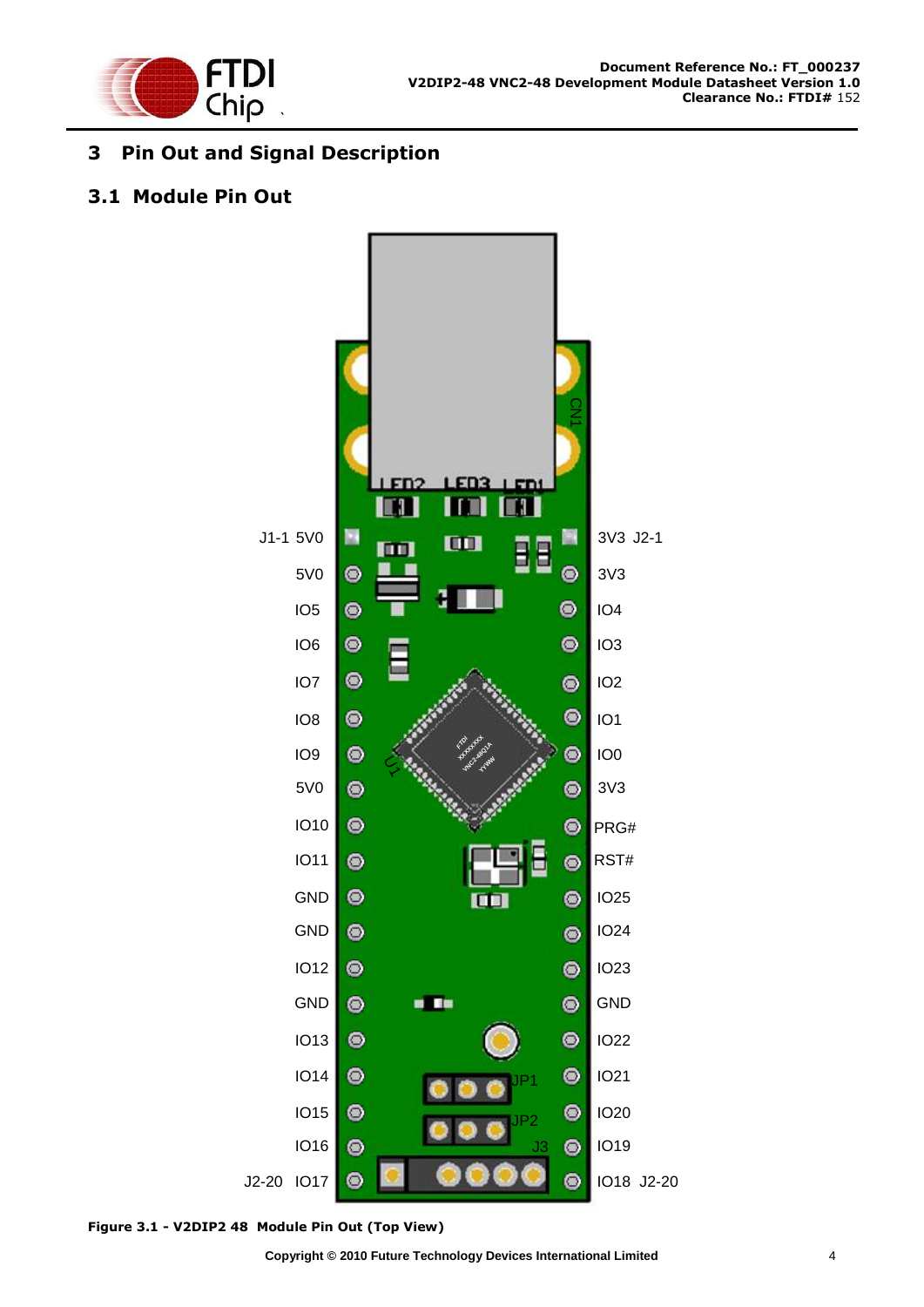# 3 Pin Out and Signal Description

## 3.1 Module Pin Out

J1-1 5V0
5V0
IO5
IO6
IO7
IO8
IO9
5V0
IO10
IO11
GND
GND
IO12
GND
IO13
IO14
IO15
IO16
J2-20 IO17

3V3 J2-1
3V3
IO4
IO3
IO2
IO1
IO0
3V3
PRG#
RST#
IO25
IO24
IO23
GND
IO22
IO21
IO20
IO19
IO18 J2-20

**Figure 3.1 - V2DIP2 48 Module Pin Out (Top View)**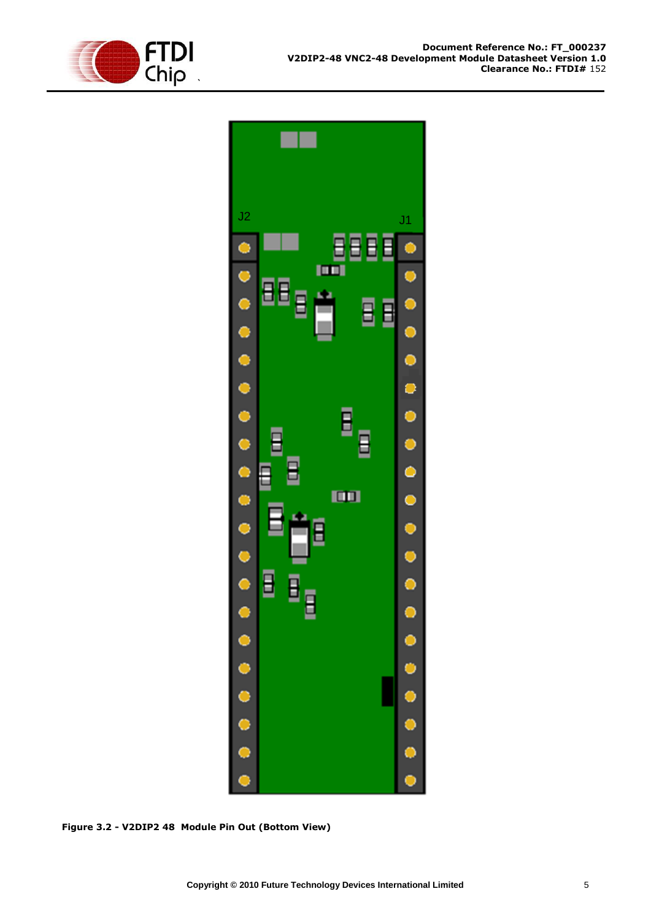J2

J1

**Figure 3.2 - V2DIP2 48 Module Pin Out (Bottom View)**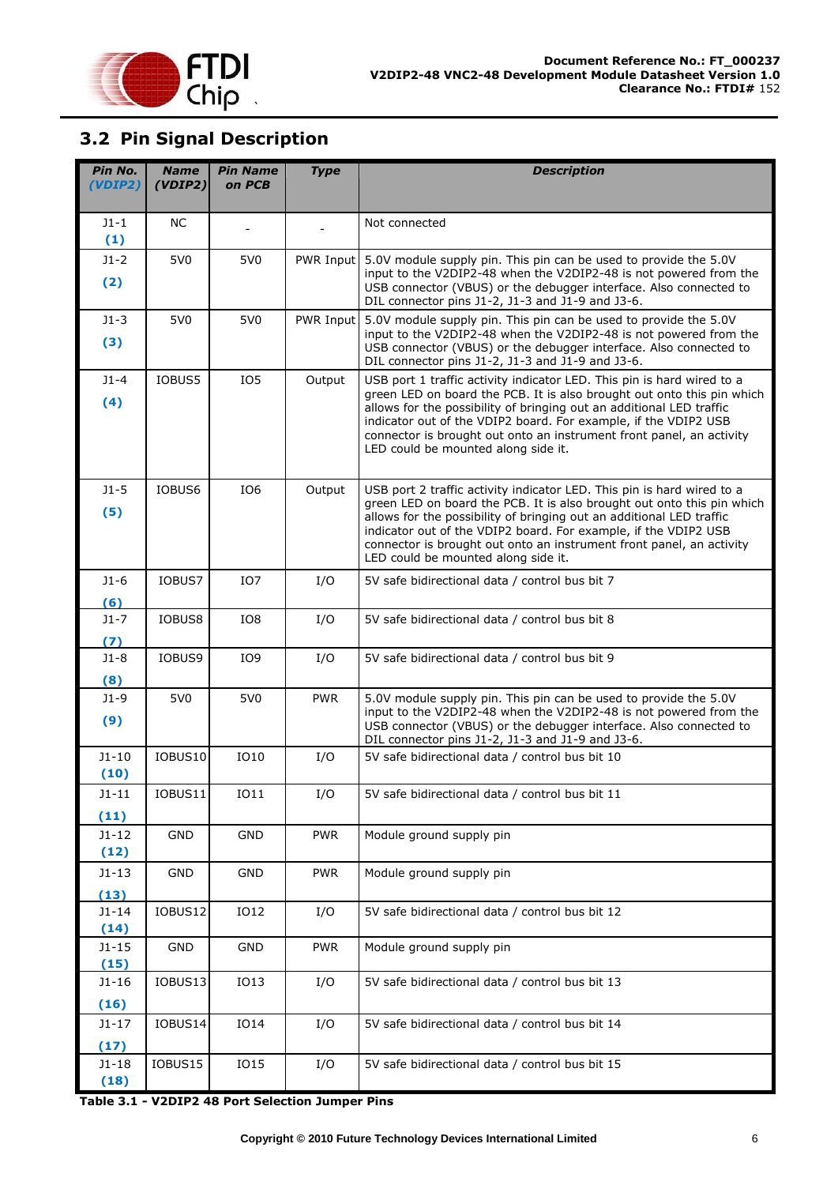## 3.2 Pin Signal Description

| Pin No. (VDIP2) | Name (VDIP2) | Pin Name on PCB | Type | Description |
|---|---|---|---|---|
| J1-1 (1) | NC | - | - | Not connected |
| J1-2 (2) | 5V0 | 5V0 | PWR Input | 5.0V module supply pin. This pin can be used to provide the 5.0V input to the V2DIP2-48 when the V2DIP2-48 is not powered from the USB connector (VBUS) or the debugger interface. Also connected to DIL connector pins J1-2, J1-3 and J1-9 and J3-6. |
| J1-3 (3) | 5V0 | 5V0 | PWR Input | 5.0V module supply pin. This pin can be used to provide the 5.0V input to the V2DIP2-48 when the V2DIP2-48 is not powered from the USB connector (VBUS) or the debugger interface. Also connected to DIL connector pins J1-2, J1-3 and J1-9 and J3-6. |
| J1-4 (4) | IOBUS5 | IO5 | Output | USB port 1 traffic activity indicator LED. This pin is hard wired to a green LED on board the PCB. It is also brought out onto this pin which allows for the possibility of bringing out an additional LED traffic indicator out of the VDIP2 board. For example, if the VDIP2 USB connector is brought out onto an instrument front panel, an activity LED could be mounted along side it. |
| J1-5 (5) | IOBUS6 | IO6 | Output | USB port 2 traffic activity indicator LED. This pin is hard wired to a green LED on board the PCB. It is also brought out onto this pin which allows for the possibility of bringing out an additional LED traffic indicator out of the VDIP2 board. For example, if the VDIP2 USB connector is brought out onto an instrument front panel, an activity LED could be mounted along side it. |
| J1-6 (6) | IOBUS7 | IO7 | I/O | 5V safe bidirectional data / control bus bit 7 |
| J1-7 (7) | IOBUS8 | IO8 | I/O | 5V safe bidirectional data / control bus bit 8 |
| J1-8 (8) | IOBUS9 | IO9 | I/O | 5V safe bidirectional data / control bus bit 9 |
| J1-9 (9) | 5V0 | 5V0 | PWR | 5.0V module supply pin. This pin can be used to provide the 5.0V input to the V2DIP2-48 when the V2DIP2-48 is not powered from the USB connector (VBUS) or the debugger interface. Also connected to DIL connector pins J1-2, J1-3 and J1-9 and J3-6. |
| J1-10 (10) | IOBUS10 | IO10 | I/O | 5V safe bidirectional data / control bus bit 10 |
| J1-11 (11) | IOBUS11 | IO11 | I/O | 5V safe bidirectional data / control bus bit 11 |
| J1-12 (12) | GND | GND | PWR | Module ground supply pin |
| J1-13 (13) | GND | GND | PWR | Module ground supply pin |
| J1-14 (14) | IOBUS12 | IO12 | I/O | 5V safe bidirectional data / control bus bit 12 |
| J1-15 (15) | GND | GND | PWR | Module ground supply pin |
| J1-16 (16) | IOBUS13 | IO13 | I/O | 5V safe bidirectional data / control bus bit 13 |
| J1-17 (17) | IOBUS14 | IO14 | I/O | 5V safe bidirectional data / control bus bit 14 |
| J1-18 (18) | IOBUS15 | IO15 | I/O | 5V safe bidirectional data / control bus bit 15 |

**Table 3.1 - V2DIP2 48 Port Selection Jumper Pins**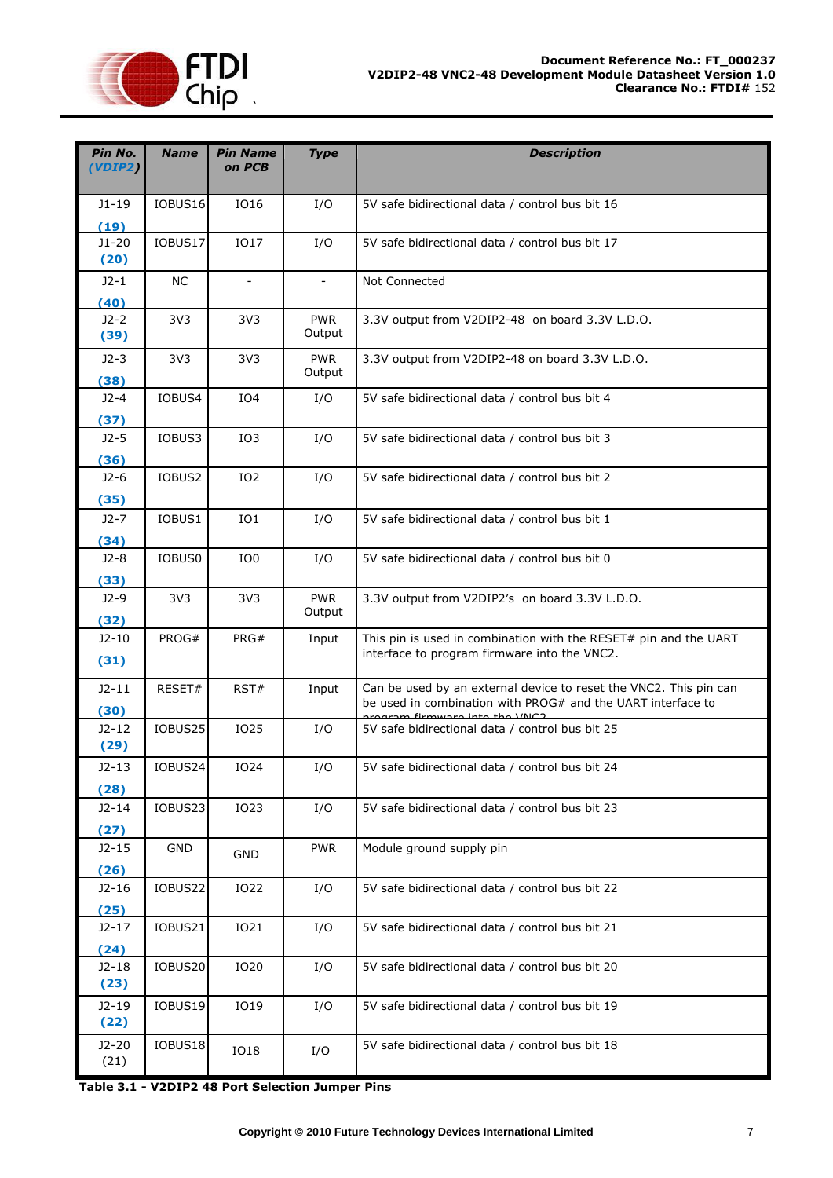| Pin No. (VDIP2) | Name | Pin Name on PCB | Type | Description |
|---|---|---|---|---|
| J1-19 (19) | IOBUS16 | IO16 | I/O | 5V safe bidirectional data / control bus bit 16 |
| J1-20 (20) | IOBUS17 | IO17 | I/O | 5V safe bidirectional data / control bus bit 17 |
| J2-1 (40) | NC | - | - | Not Connected |
| J2-2 (39) | 3V3 | 3V3 | PWR Output | 3.3V output from V2DIP2-48 on board 3.3V L.D.O. |
| J2-3 (38) | 3V3 | 3V3 | PWR Output | 3.3V output from V2DIP2-48 on board 3.3V L.D.O. |
| J2-4 (37) | IOBUS4 | IO4 | I/O | 5V safe bidirectional data / control bus bit 4 |
| J2-5 (36) | IOBUS3 | IO3 | I/O | 5V safe bidirectional data / control bus bit 3 |
| J2-6 (35) | IOBUS2 | IO2 | I/O | 5V safe bidirectional data / control bus bit 2 |
| J2-7 (34) | IOBUS1 | IO1 | I/O | 5V safe bidirectional data / control bus bit 1 |
| J2-8 (33) | IOBUS0 | IO0 | I/O | 5V safe bidirectional data / control bus bit 0 |
| J2-9 (32) | 3V3 | 3V3 | PWR Output | 3.3V output from V2DIP2's on board 3.3V L.D.O. |
| J2-10 (31) | PROG# | PRG# | Input | This pin is used in combination with the RESET# pin and the UART interface to program firmware into the VNC2. |
| J2-11 (30) | RESET# | RST# | Input | Can be used by an external device to reset the VNC2. This pin can be used in combination with PROG# and the UART interface to program firmware into the VNC2. |
| J2-12 (29) | IOBUS25 | IO25 | I/O | 5V safe bidirectional data / control bus bit 25 |
| J2-13 (28) | IOBUS24 | IO24 | I/O | 5V safe bidirectional data / control bus bit 24 |
| J2-14 (27) | IOBUS23 | IO23 | I/O | 5V safe bidirectional data / control bus bit 23 |
| J2-15 (26) | GND | GND | PWR | Module ground supply pin |
| J2-16 (25) | IOBUS22 | IO22 | I/O | 5V safe bidirectional data / control bus bit 22 |
| J2-17 (24) | IOBUS21 | IO21 | I/O | 5V safe bidirectional data / control bus bit 21 |
| J2-18 (23) | IOBUS20 | IO20 | I/O | 5V safe bidirectional data / control bus bit 20 |
| J2-19 (22) | IOBUS19 | IO19 | I/O | 5V safe bidirectional data / control bus bit 19 |
| J2-20 (21) | IOBUS18 | IO18 | I/O | 5V safe bidirectional data / control bus bit 18 |

**Table 3.1 - V2DIP2 48 Port Selection Jumper Pins**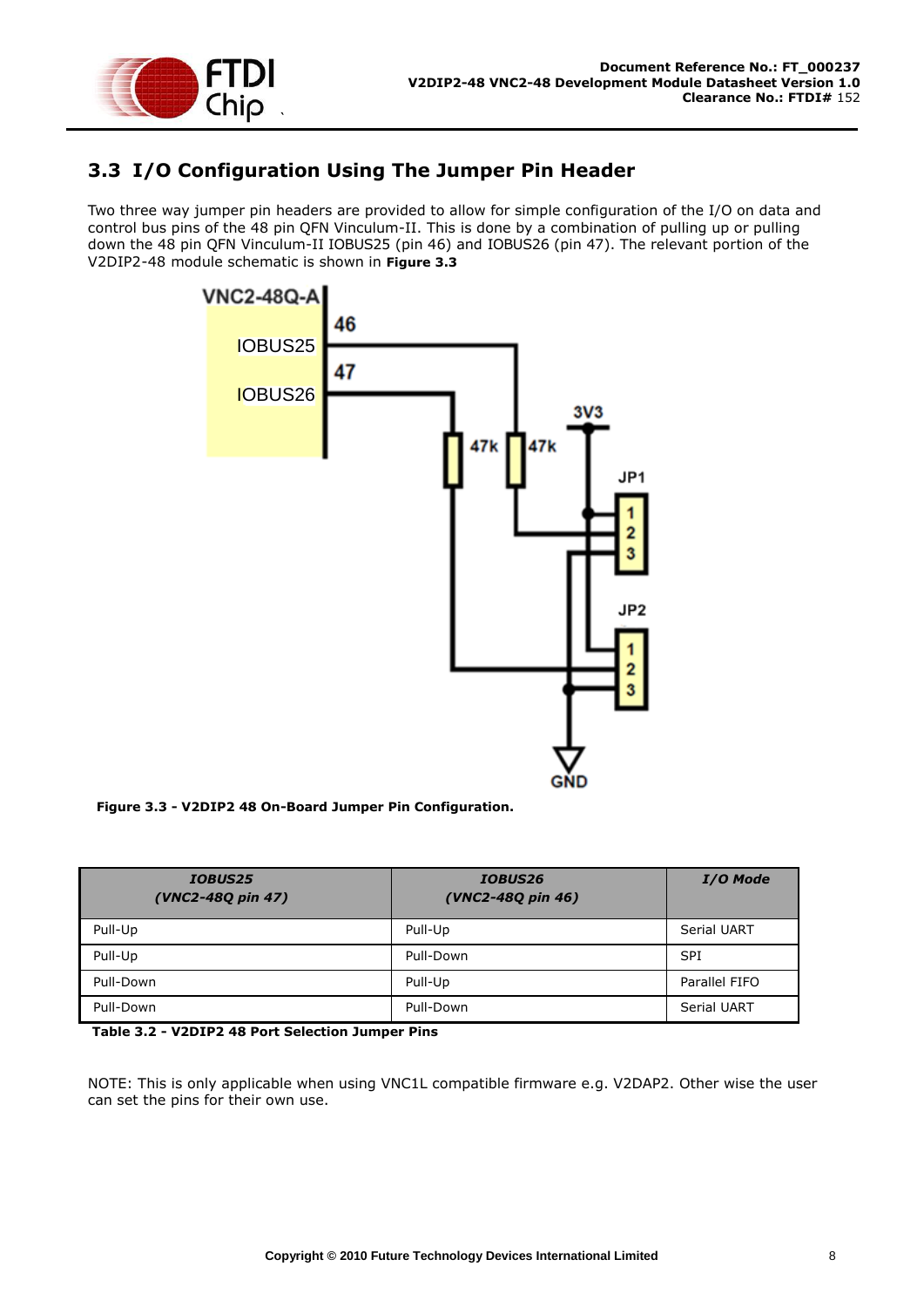## 3.3 I/O Configuration Using The Jumper Pin Header

Two three way jumper pin headers are provided to allow for simple configuration of the I/O on data and control bus pins of the 48 pin QFN Vinculum-II. This is done by a combination of pulling up or pulling down the 48 pin QFN Vinculum-II IOBUS25 (pin 46) and IOBUS26 (pin 47). The relevant portion of the V2DIP2-48 module schematic is shown in **Figure 3.3**

**Figure 3.3 - V2DIP2 48 On-Board Jumper Pin Configuration.**

| *IOBUS25 (VNC2-48Q pin 47)* | *IOBUS26 (VNC2-48Q pin 46)* | *I/O Mode* |
|---|---|---|
| Pull-Up | Pull-Up | Serial UART |
| Pull-Up | Pull-Down | SPI |
| Pull-Down | Pull-Up | Parallel FIFO |
| Pull-Down | Pull-Down | Serial UART |

**Table 3.2 - V2DIP2 48 Port Selection Jumper Pins**

NOTE: This is only applicable when using VNC1L compatible firmware e.g. V2DAP2. Other wise the user can set the pins for their own use.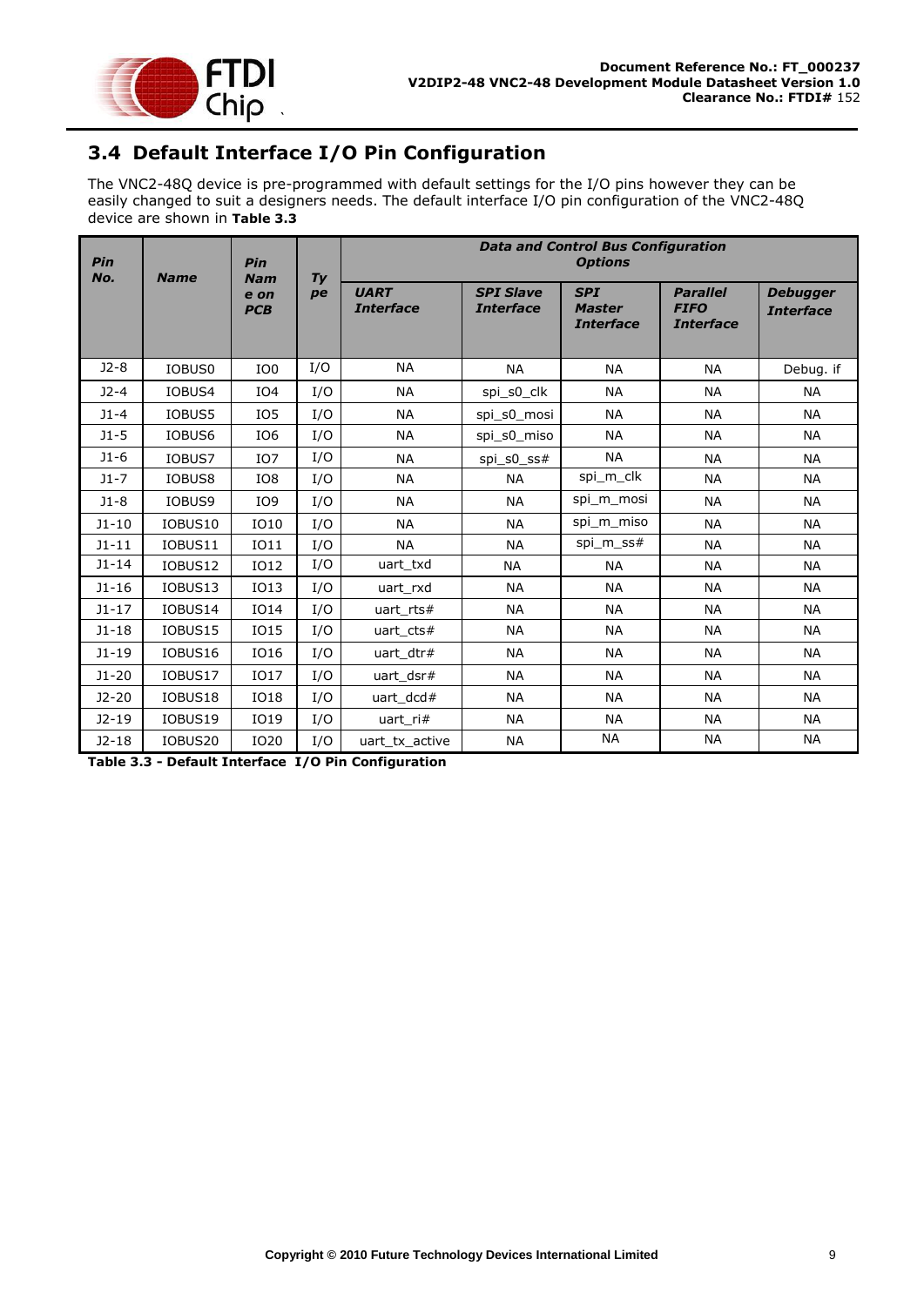## 3.4 Default Interface I/O Pin Configuration

The VNC2-48Q device is pre-programmed with default settings for the I/O pins however they can be easily changed to suit a designers needs. The default interface I/O pin configuration of the VNC2-48Q device are shown in **Table 3.3**

| *Pin No.* | *Name* | *Pin Name on PCB* | *Type* | *Data and Control Bus Configuration Options* | | | | |
|---|---|---|---|---|---|---|---|---|
| | | | | *UART Interface* | *SPI Slave Interface* | *SPI Master Interface* | *Parallel FIFO Interface* | *Debugger Interface* |
| J2-8 | IOBUS0 | IO0 | I/O | NA | NA | NA | NA | Debug. if |
| J2-4 | IOBUS4 | IO4 | I/O | NA | spi_s0_clk | NA | NA | NA |
| J1-4 | IOBUS5 | IO5 | I/O | NA | spi_s0_mosi | NA | NA | NA |
| J1-5 | IOBUS6 | IO6 | I/O | NA | spi_s0_miso | NA | NA | NA |
| J1-6 | IOBUS7 | IO7 | I/O | NA | spi_s0_ss# | NA | NA | NA |
| J1-7 | IOBUS8 | IO8 | I/O | NA | NA | spi_m_clk | NA | NA |
| J1-8 | IOBUS9 | IO9 | I/O | NA | NA | spi_m_mosi | NA | NA |
| J1-10 | IOBUS10 | IO10 | I/O | NA | NA | spi_m_miso | NA | NA |
| J1-11 | IOBUS11 | IO11 | I/O | NA | NA | spi_m_ss# | NA | NA |
| J1-14 | IOBUS12 | IO12 | I/O | uart_txd | NA | NA | NA | NA |
| J1-16 | IOBUS13 | IO13 | I/O | uart_rxd | NA | NA | NA | NA |
| J1-17 | IOBUS14 | IO14 | I/O | uart_rts# | NA | NA | NA | NA |
| J1-18 | IOBUS15 | IO15 | I/O | uart_cts# | NA | NA | NA | NA |
| J1-19 | IOBUS16 | IO16 | I/O | uart_dtr# | NA | NA | NA | NA |
| J1-20 | IOBUS17 | IO17 | I/O | uart_dsr# | NA | NA | NA | NA |
| J2-20 | IOBUS18 | IO18 | I/O | uart_dcd# | NA | NA | NA | NA |
| J2-19 | IOBUS19 | IO19 | I/O | uart_ri# | NA | NA | NA | NA |
| J2-18 | IOBUS20 | IO20 | I/O | uart_tx_active | NA | NA | NA | NA |

**Table 3.3 - Default Interface I/O Pin Configuration**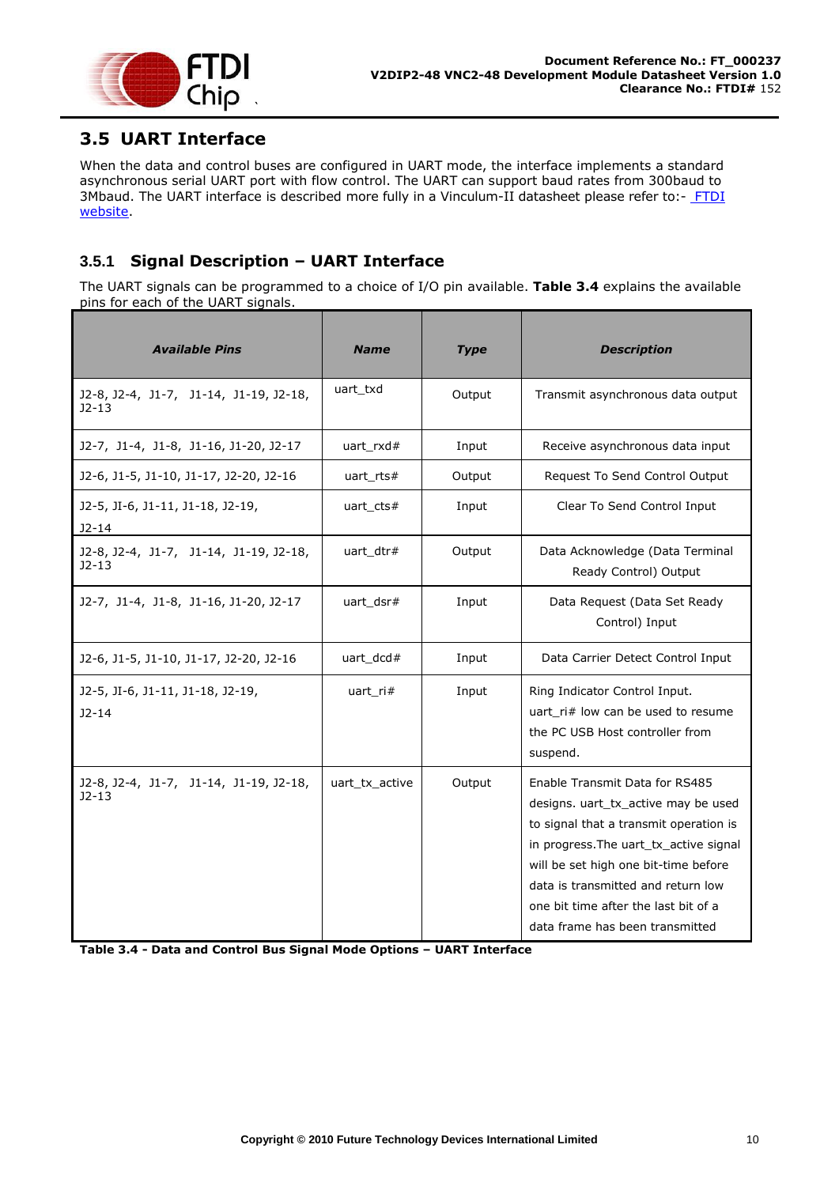## 3.5 UART Interface

When the data and control buses are configured in UART mode, the interface implements a standard asynchronous serial UART port with flow control. The UART can support baud rates from 300baud to 3Mbaud. The UART interface is described more fully in a Vinculum-II datasheet please refer to:- FTDI website.

### 3.5.1 Signal Description – UART Interface

The UART signals can be programmed to a choice of I/O pin available. **Table 3.4** explains the available pins for each of the UART signals.

| ***Available Pins*** | ***Name*** | ***Type*** | ***Description*** |
|---|---|---|---|
| J2-8, J2-4, J1-7, J1-14, J1-19, J2-18, J2-13 | uart_txd | Output | Transmit asynchronous data output |
| J2-7, J1-4, J1-8, J1-16, J1-20, J2-17 | uart_rxd# | Input | Receive asynchronous data input |
| J2-6, J1-5, J1-10, J1-17, J2-20, J2-16 | uart_rts# | Output | Request To Send Control Output |
| J2-5, JI-6, J1-11, J1-18, J2-19, J2-14 | uart_cts# | Input | Clear To Send Control Input |
| J2-8, J2-4, J1-7, J1-14, J1-19, J2-18, J2-13 | uart_dtr# | Output | Data Acknowledge (Data Terminal Ready Control) Output |
| J2-7, J1-4, J1-8, J1-16, J1-20, J2-17 | uart_dsr# | Input | Data Request (Data Set Ready Control) Input |
| J2-6, J1-5, J1-10, J1-17, J2-20, J2-16 | uart_dcd# | Input | Data Carrier Detect Control Input |
| J2-5, JI-6, J1-11, J1-18, J2-19, J2-14 | uart_ri# | Input | Ring Indicator Control Input. uart_ri# low can be used to resume the PC USB Host controller from suspend. |
| J2-8, J2-4, J1-7, J1-14, J1-19, J2-18, J2-13 | uart_tx_active | Output | Enable Transmit Data for RS485 designs. uart_tx_active may be used to signal that a transmit operation is in progress.The uart_tx_active signal will be set high one bit-time before data is transmitted and return low one bit time after the last bit of a data frame has been transmitted |

**Table 3.4 - Data and Control Bus Signal Mode Options – UART Interface**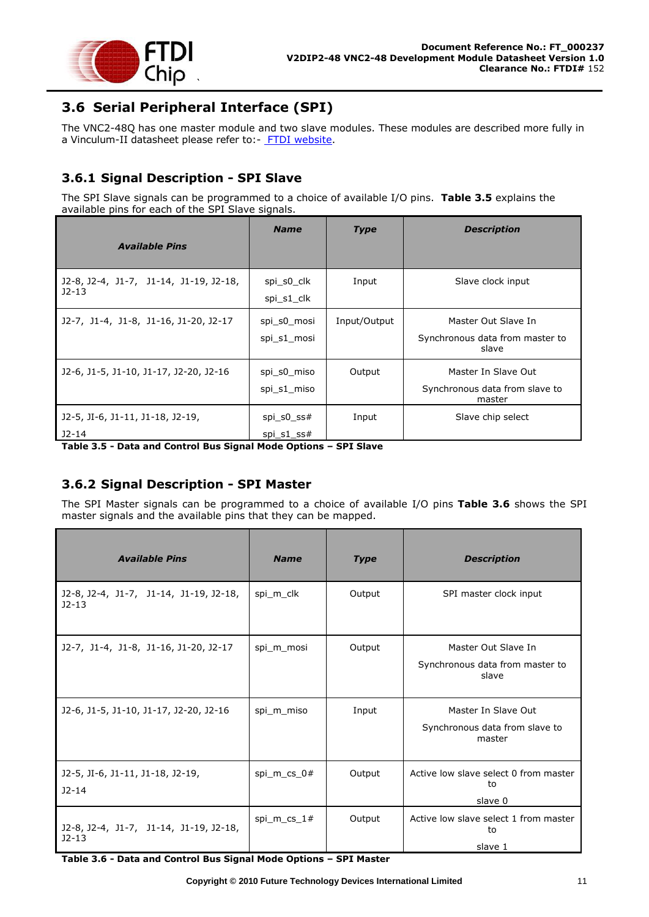## 3.6 Serial Peripheral Interface (SPI)

The VNC2-48Q has one master module and two slave modules. These modules are described more fully in a Vinculum-II datasheet please refer to:- FTDI website.

### 3.6.1 Signal Description - SPI Slave

The SPI Slave signals can be programmed to a choice of available I/O pins. **Table 3.5** explains the available pins for each of the SPI Slave signals.

| ***Available Pins*** | ***Name*** | ***Type*** | ***Description*** |
|---|---|---|---|
| J2-8, J2-4, J1-7, J1-14, J1-19, J2-18, J2-13 | spi_s0_clk<br>spi_s1_clk | Input | Slave clock input |
| J2-7, J1-4, J1-8, J1-16, J1-20, J2-17 | spi_s0_mosi<br>spi_s1_mosi | Input/Output | Master Out Slave In<br>Synchronous data from master to slave |
| J2-6, J1-5, J1-10, J1-17, J2-20, J2-16 | spi_s0_miso<br>spi_s1_miso | Output | Master In Slave Out<br>Synchronous data from slave to master |
| J2-5, JI-6, J1-11, J1-18, J2-19,<br>J2-14 | spi_s0_ss#<br>spi_s1_ss# | Input | Slave chip select |

**Table 3.5 - Data and Control Bus Signal Mode Options – SPI Slave**

### 3.6.2 Signal Description - SPI Master

The SPI Master signals can be programmed to a choice of available I/O pins **Table 3.6** shows the SPI master signals and the available pins that they can be mapped.

| ***Available Pins*** | ***Name*** | ***Type*** | ***Description*** |
|---|---|---|---|
| J2-8, J2-4, J1-7, J1-14, J1-19, J2-18, J2-13 | spi_m_clk | Output | SPI master clock input |
| J2-7, J1-4, J1-8, J1-16, J1-20, J2-17 | spi_m_mosi | Output | Master Out Slave In<br>Synchronous data from master to slave |
| J2-6, J1-5, J1-10, J1-17, J2-20, J2-16 | spi_m_miso | Input | Master In Slave Out<br>Synchronous data from slave to master |
| J2-5, JI-6, J1-11, J1-18, J2-19,<br>J2-14 | spi_m_cs_0# | Output | Active low slave select 0 from master to<br>slave 0 |
| J2-8, J2-4, J1-7, J1-14, J1-19, J2-18, J2-13 | spi_m_cs_1# | Output | Active low slave select 1 from master to<br>slave 1 |

**Table 3.6 - Data and Control Bus Signal Mode Options – SPI Master**

Copyright © 2010 Future Technology Devices International Limited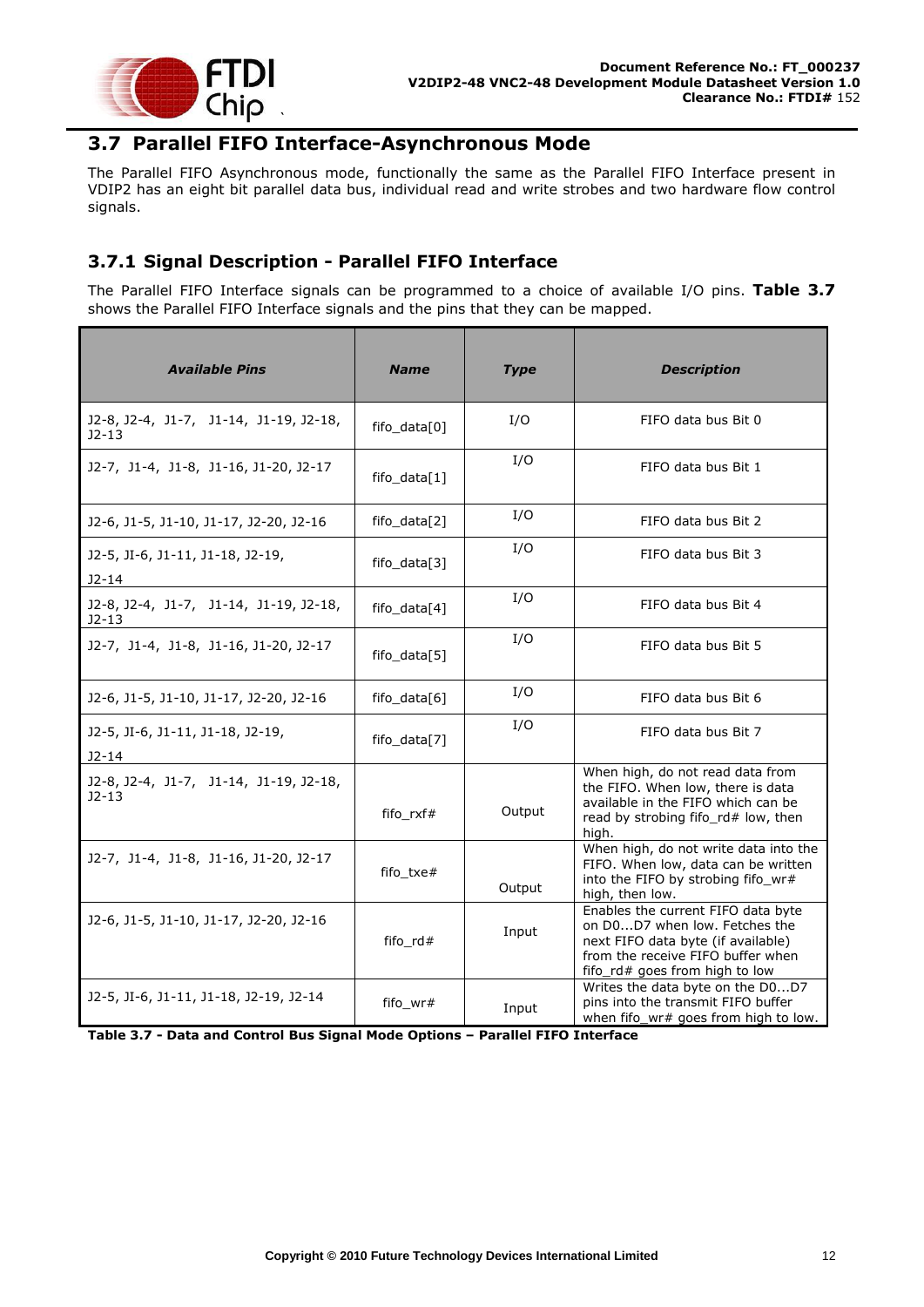## 3.7 Parallel FIFO Interface-Asynchronous Mode

The Parallel FIFO Asynchronous mode, functionally the same as the Parallel FIFO Interface present in VDIP2 has an eight bit parallel data bus, individual read and write strobes and two hardware flow control signals.

### 3.7.1 Signal Description - Parallel FIFO Interface

The Parallel FIFO Interface signals can be programmed to a choice of available I/O pins. **Table 3.7** shows the Parallel FIFO Interface signals and the pins that they can be mapped.

| ***Available Pins*** | ***Name*** | ***Type*** | ***Description*** |
|---|---|---|---|
| J2-8, J2-4, J1-7, J1-14, J1-19, J2-18, J2-13 | fifo_data[0] | I/O | FIFO data bus Bit 0 |
| J2-7, J1-4, J1-8, J1-16, J1-20, J2-17 | fifo_data[1] | I/O | FIFO data bus Bit 1 |
| J2-6, J1-5, J1-10, J1-17, J2-20, J2-16 | fifo_data[2] | I/O | FIFO data bus Bit 2 |
| J2-5, JI-6, J1-11, J1-18, J2-19, J2-14 | fifo_data[3] | I/O | FIFO data bus Bit 3 |
| J2-8, J2-4, J1-7, J1-14, J1-19, J2-18, J2-13 | fifo_data[4] | I/O | FIFO data bus Bit 4 |
| J2-7, J1-4, J1-8, J1-16, J1-20, J2-17 | fifo_data[5] | I/O | FIFO data bus Bit 5 |
| J2-6, J1-5, J1-10, J1-17, J2-20, J2-16 | fifo_data[6] | I/O | FIFO data bus Bit 6 |
| J2-5, JI-6, J1-11, J1-18, J2-19, J2-14 | fifo_data[7] | I/O | FIFO data bus Bit 7 |
| J2-8, J2-4, J1-7, J1-14, J1-19, J2-18, J2-13 | fifo_rxf# | Output | When high, do not read data from the FIFO. When low, there is data available in the FIFO which can be read by strobing fifo_rd# low, then high. |
| J2-7, J1-4, J1-8, J1-16, J1-20, J2-17 | fifo_txe# | Output | When high, do not write data into the FIFO. When low, data can be written into the FIFO by strobing fifo_wr# high, then low. |
| J2-6, J1-5, J1-10, J1-17, J2-20, J2-16 | fifo_rd# | Input | Enables the current FIFO data byte on D0...D7 when low. Fetches the next FIFO data byte (if available) from the receive FIFO buffer when fifo_rd# goes from high to low |
| J2-5, JI-6, J1-11, J1-18, J2-19, J2-14 | fifo_wr# | Input | Writes the data byte on the D0...D7 pins into the transmit FIFO buffer when fifo_wr# goes from high to low. |

**Table 3.7 - Data and Control Bus Signal Mode Options – Parallel FIFO Interface**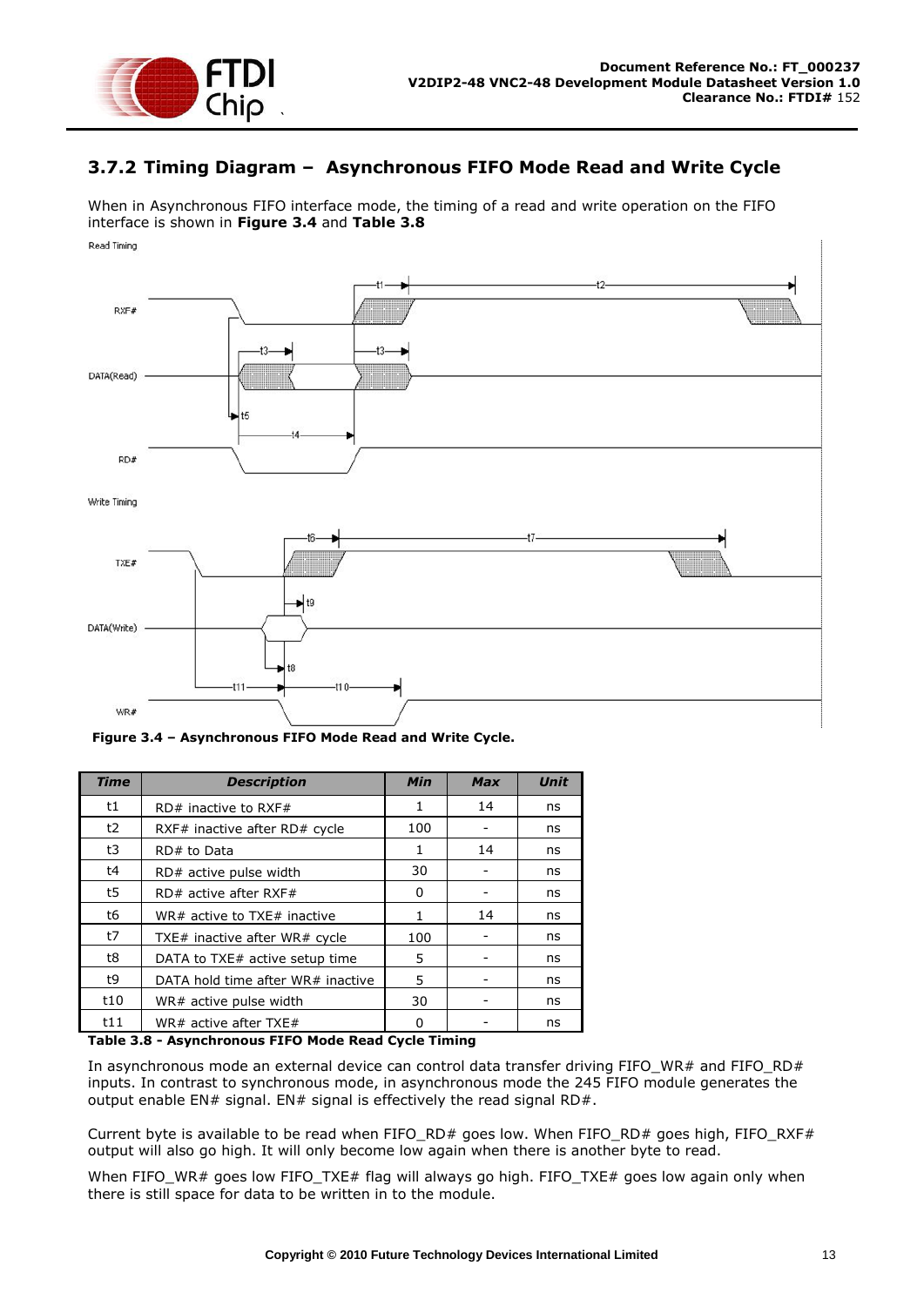### 3.7.2 Timing Diagram – Asynchronous FIFO Mode Read and Write Cycle

When in Asynchronous FIFO interface mode, the timing of a read and write operation on the FIFO interface is shown in **Figure 3.4** and **Table 3.8**

**Figure 3.4 – Asynchronous FIFO Mode Read and Write Cycle.**

| Time | Description | Min | Max | Unit |
|---|---|---|---|---|
| t1 | RD# inactive to RXF# | 1 | 14 | ns |
| t2 | RXF# inactive after RD# cycle | 100 | - | ns |
| t3 | RD# to Data | 1 | 14 | ns |
| t4 | RD# active pulse width | 30 | - | ns |
| t5 | RD# active after RXF# | 0 | - | ns |
| t6 | WR# active to TXE# inactive | 1 | 14 | ns |
| t7 | TXE# inactive after WR# cycle | 100 | - | ns |
| t8 | DATA to TXE# active setup time | 5 | - | ns |
| t9 | DATA hold time after WR# inactive | 5 | - | ns |
| t10 | WR# active pulse width | 30 | - | ns |
| t11 | WR# active after TXE# | 0 | - | ns |

**Table 3.8 - Asynchronous FIFO Mode Read Cycle Timing**

In asynchronous mode an external device can control data transfer driving FIFO_WR# and FIFO_RD# inputs. In contrast to synchronous mode, in asynchronous mode the 245 FIFO module generates the output enable EN# signal. EN# signal is effectively the read signal RD#.

Current byte is available to be read when FIFO_RD# goes low. When FIFO_RD# goes high, FIFO_RXF# output will also go high. It will only become low again when there is another byte to read.

When FIFO_WR# goes low FIFO_TXE# flag will always go high. FIFO_TXE# goes low again only when there is still space for data to be written in to the module.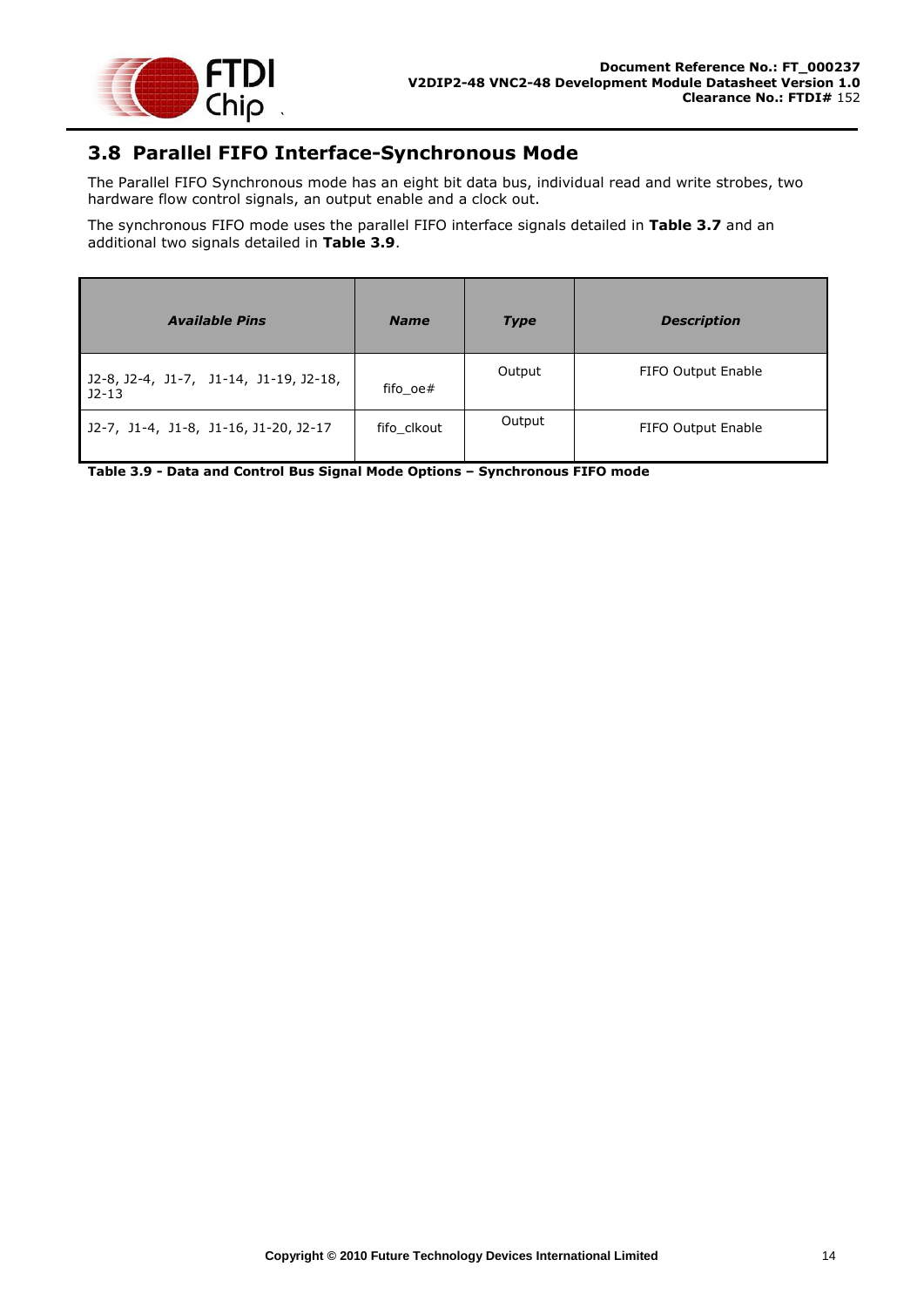## 3.8 Parallel FIFO Interface-Synchronous Mode

The Parallel FIFO Synchronous mode has an eight bit data bus, individual read and write strobes, two hardware flow control signals, an output enable and a clock out.

The synchronous FIFO mode uses the parallel FIFO interface signals detailed in **Table 3.7** and an additional two signals detailed in **Table 3.9**.

| ***Available Pins*** | ***Name*** | ***Type*** | ***Description*** |
|---|---|---|---|
| J2-8, J2-4, J1-7, J1-14, J1-19, J2-18, J2-13 | fifo_oe# | Output | FIFO Output Enable |
| J2-7, J1-4, J1-8, J1-16, J1-20, J2-17 | fifo_clkout | Output | FIFO Output Enable |

**Table 3.9 - Data and Control Bus Signal Mode Options – Synchronous FIFO mode**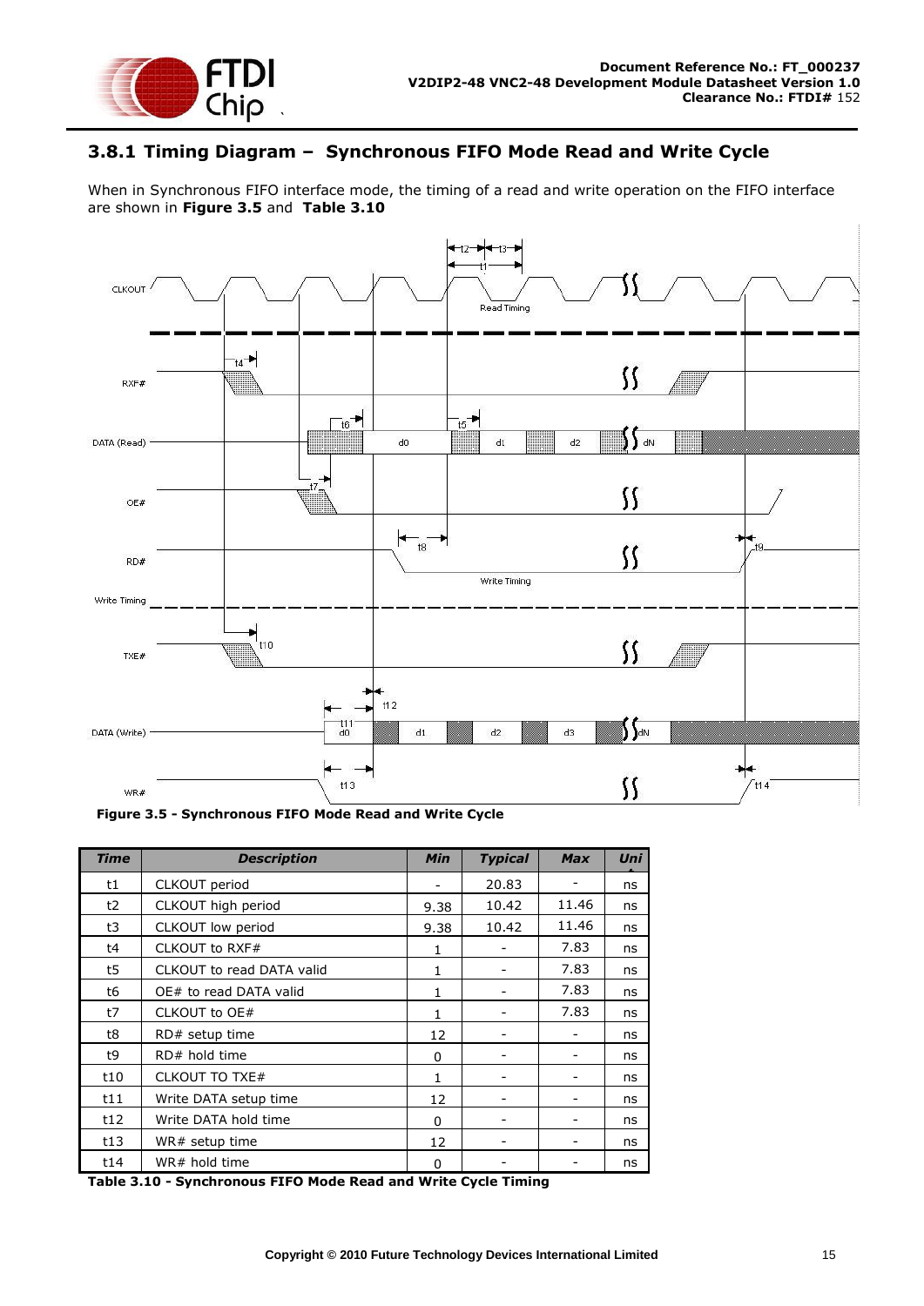### 3.8.1 Timing Diagram – Synchronous FIFO Mode Read and Write Cycle

When in Synchronous FIFO interface mode, the timing of a read and write operation on the FIFO interface are shown in **Figure 3.5** and **Table 3.10**

**Figure 3.5 - Synchronous FIFO Mode Read and Write Cycle**

| Time | Description | Min | Typical | Max | Unit |
|---|---|---|---|---|---|
| t1 | CLKOUT period | - | 20.83 | - | ns |
| t2 | CLKOUT high period | 9.38 | 10.42 | 11.46 | ns |
| t3 | CLKOUT low period | 9.38 | 10.42 | 11.46 | ns |
| t4 | CLKOUT to RXF# | 1 | - | 7.83 | ns |
| t5 | CLKOUT to read DATA valid | 1 | - | 7.83 | ns |
| t6 | OE# to read DATA valid | 1 | - | 7.83 | ns |
| t7 | CLKOUT to OE# | 1 | - | 7.83 | ns |
| t8 | RD# setup time | 12 | - | - | ns |
| t9 | RD# hold time | 0 | - | - | ns |
| t10 | CLKOUT TO TXE# | 1 | - | - | ns |
| t11 | Write DATA setup time | 12 | - | - | ns |
| t12 | Write DATA hold time | 0 | - | - | ns |
| t13 | WR# setup time | 12 | - | - | ns |
| t14 | WR# hold time | 0 | - | - | ns |

**Table 3.10 - Synchronous FIFO Mode Read and Write Cycle Timing**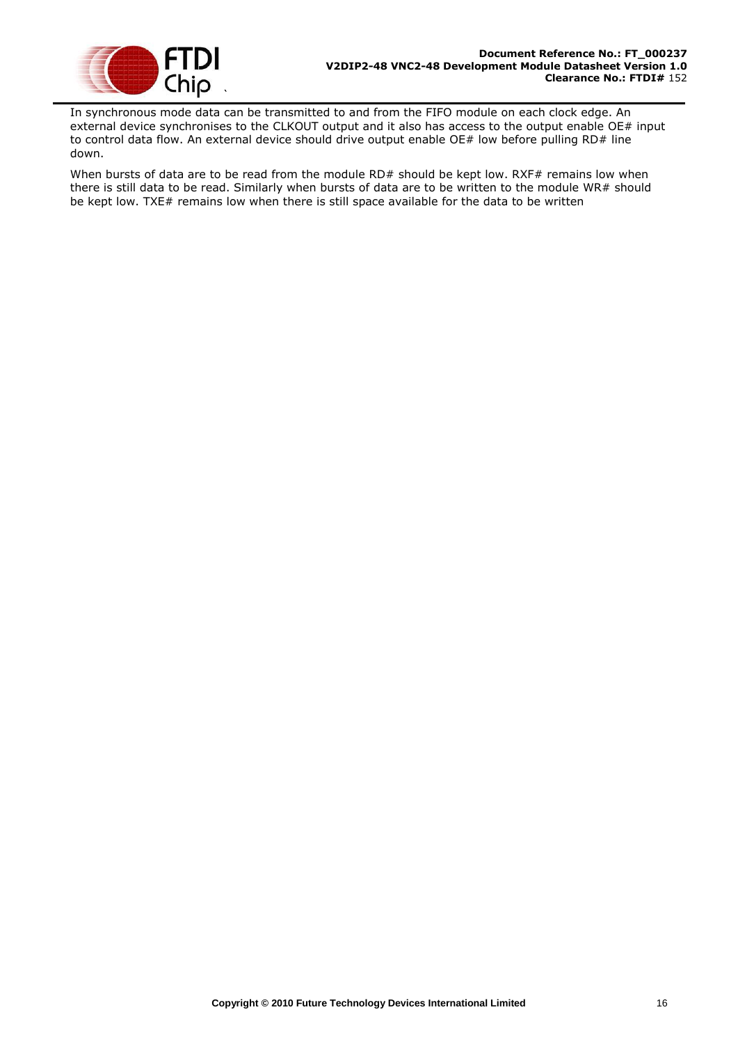In synchronous mode data can be transmitted to and from the FIFO module on each clock edge. An external device synchronises to the CLKOUT output and it also has access to the output enable OE# input to control data flow. An external device should drive output enable OE# low before pulling RD# line down.

When bursts of data are to be read from the module RD# should be kept low. RXF# remains low when there is still data to be read. Similarly when bursts of data are to be written to the module WR# should be kept low. TXE# remains low when there is still space available for the data to be written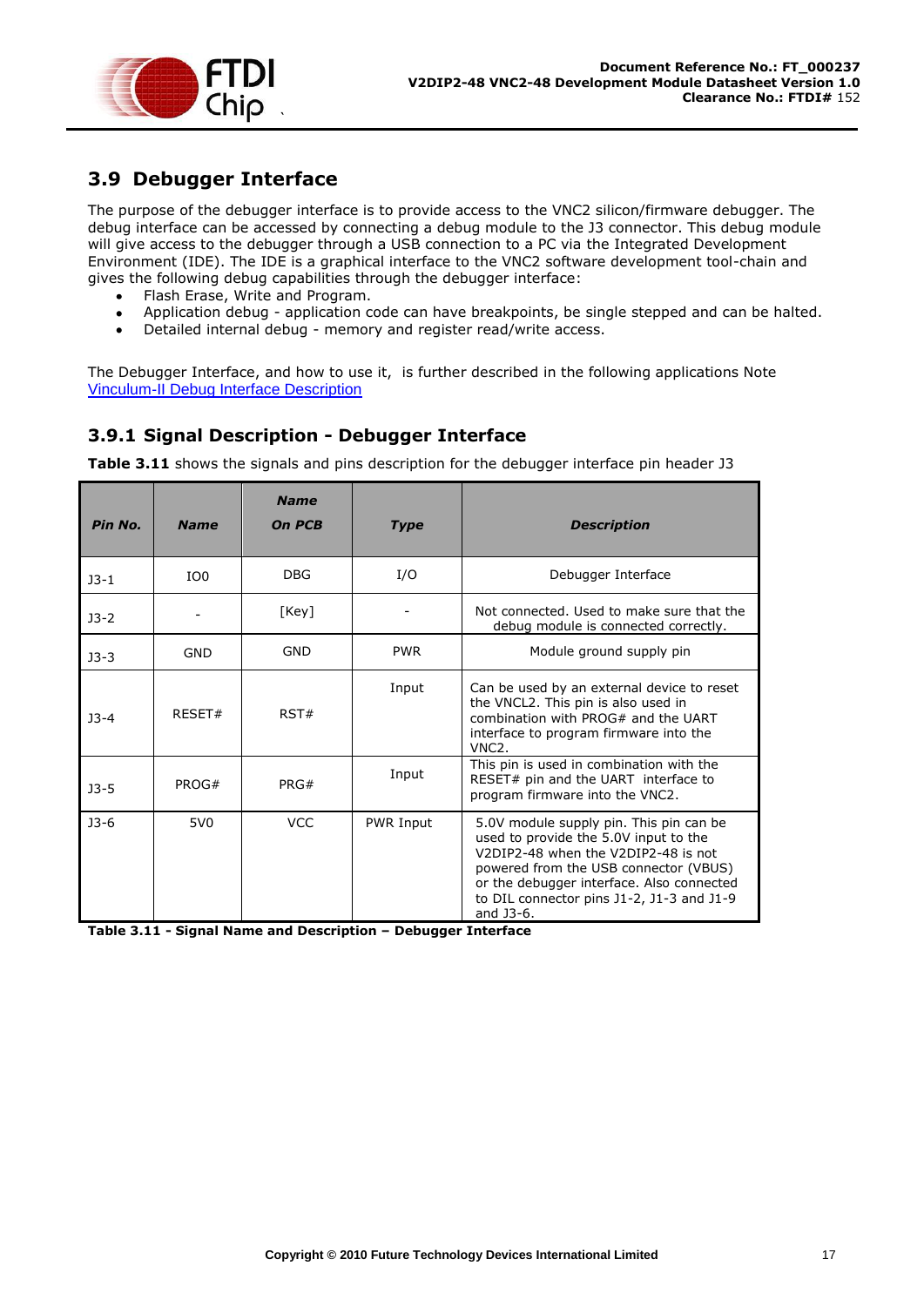## 3.9 Debugger Interface

The purpose of the debugger interface is to provide access to the VNC2 silicon/firmware debugger. The debug interface can be accessed by connecting a debug module to the J3 connector. This debug module will give access to the debugger through a USB connection to a PC via the Integrated Development Environment (IDE). The IDE is a graphical interface to the VNC2 software development tool-chain and gives the following debug capabilities through the debugger interface:

- Flash Erase, Write and Program.
- Application debug - application code can have breakpoints, be single stepped and can be halted.
- Detailed internal debug - memory and register read/write access.

The Debugger Interface, and how to use it, is further described in the following applications Note Vinculum-II Debug Interface Description

### 3.9.1 Signal Description - Debugger Interface

**Table 3.11** shows the signals and pins description for the debugger interface pin header J3

| ***Pin No.*** | ***Name*** | ***Name On PCB*** | ***Type*** | ***Description*** |
|---|---|---|---|---|
| J3-1 | IO0 | DBG | I/O | Debugger Interface |
| J3-2 | - | [Key] | - | Not connected. Used to make sure that the debug module is connected correctly. |
| J3-3 | GND | GND | PWR | Module ground supply pin |
| J3-4 | RESET# | RST# | Input | Can be used by an external device to reset the VNCL2. This pin is also used in combination with PROG# and the UART interface to program firmware into the VNC2. |
| J3-5 | PROG# | PRG# | Input | This pin is used in combination with the RESET# pin and the UART interface to program firmware into the VNC2. |
| J3-6 | 5V0 | VCC | PWR Input | 5.0V module supply pin. This pin can be used to provide the 5.0V input to the V2DIP2-48 when the V2DIP2-48 is not powered from the USB connector (VBUS) or the debugger interface. Also connected to DIL connector pins J1-2, J1-3 and J1-9 and J3-6. |

**Table 3.11 - Signal Name and Description – Debugger Interface**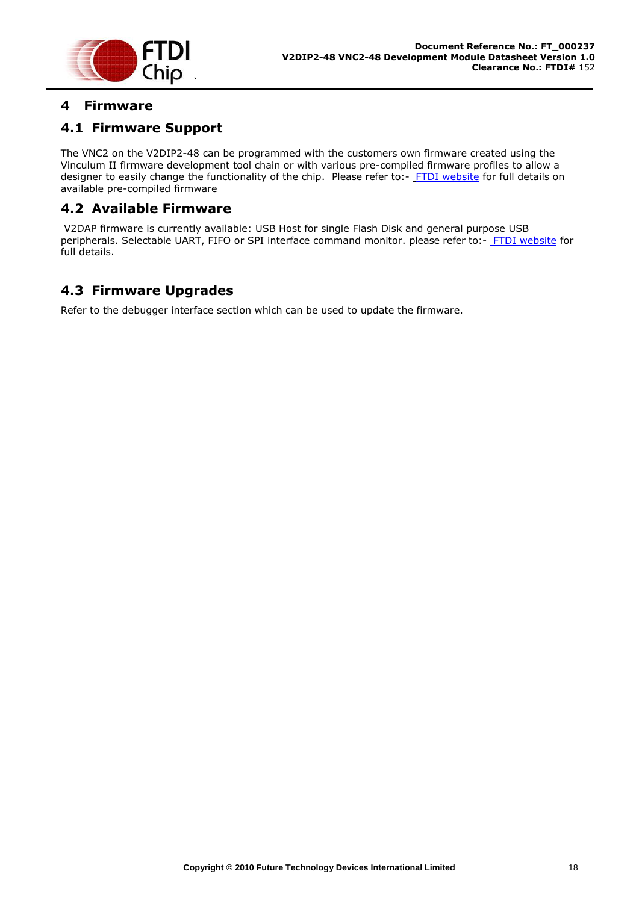# 4 Firmware

## 4.1 Firmware Support

The VNC2 on the V2DIP2-48 can be programmed with the customers own firmware created using the Vinculum II firmware development tool chain or with various pre-compiled firmware profiles to allow a designer to easily change the functionality of the chip. Please refer to:- FTDI website for full details on available pre-compiled firmware

## 4.2 Available Firmware

V2DAP firmware is currently available: USB Host for single Flash Disk and general purpose USB peripherals. Selectable UART, FIFO or SPI interface command monitor. please refer to:- FTDI website for full details.

## 4.3 Firmware Upgrades

Refer to the debugger interface section which can be used to update the firmware.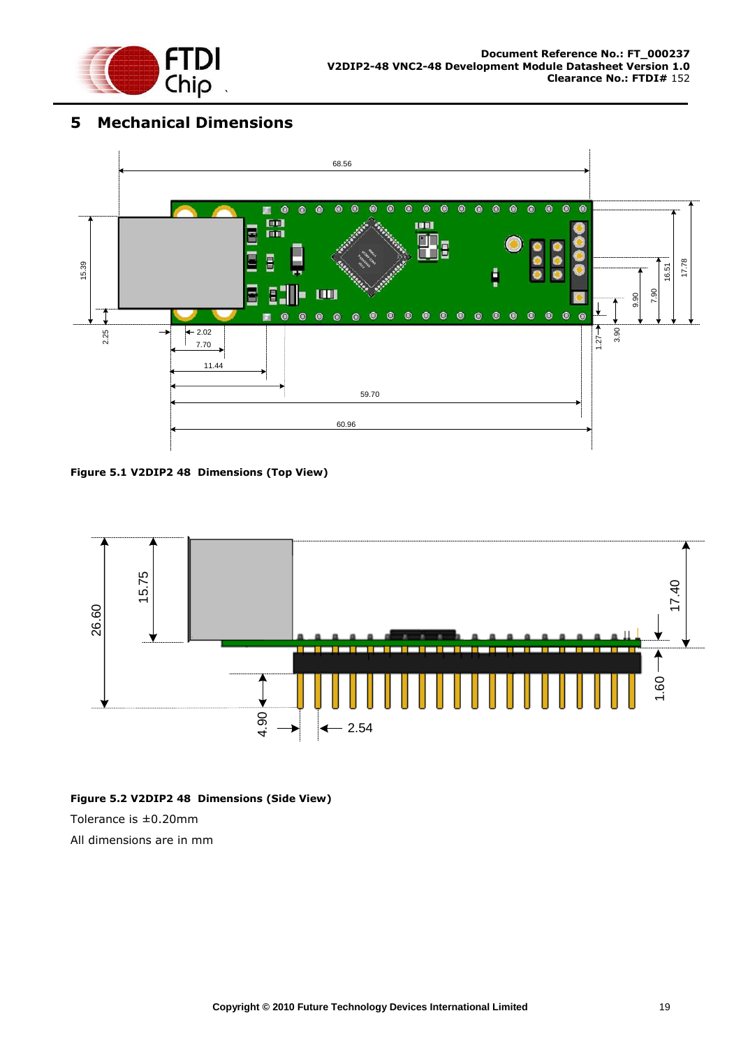# 5 Mechanical Dimensions

**Figure 5.1 V2DIP2 48 Dimensions (Top View)**

**Figure 5.2 V2DIP2 48 Dimensions (Side View)**

Tolerance is ±0.20mm

All dimensions are in mm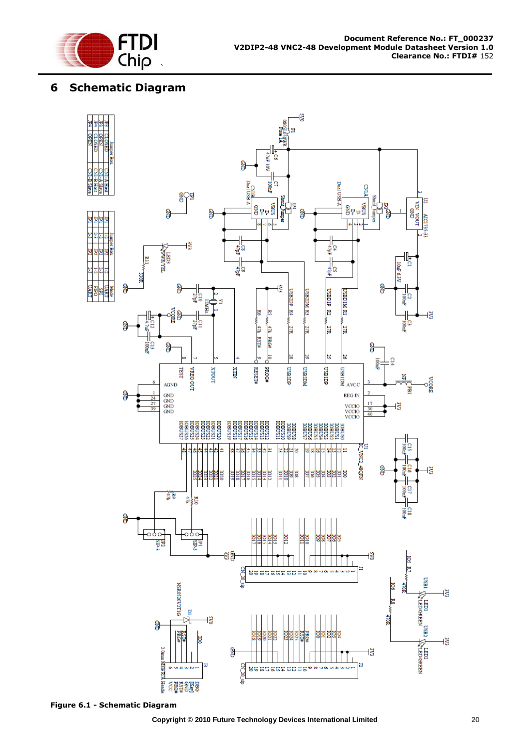# 6 Schematic Diagram

Figure 6.1 - Schematic Diagram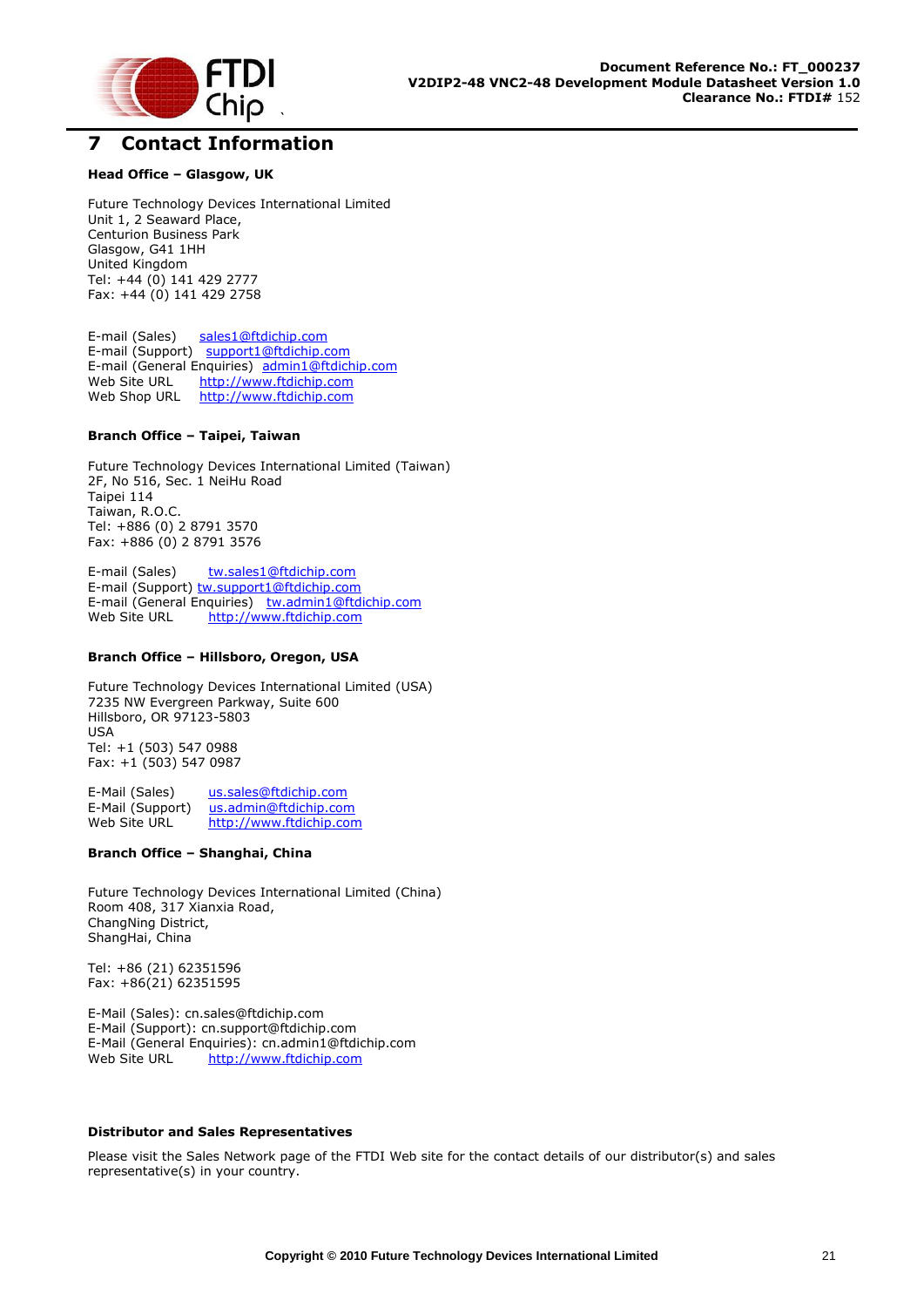# 7 Contact Information

**Head Office – Glasgow, UK**

Future Technology Devices International Limited
Unit 1, 2 Seaward Place,
Centurion Business Park
Glasgow, G41 1HH
United Kingdom
Tel: +44 (0) 141 429 2777
Fax: +44 (0) 141 429 2758

E-mail (Sales) sales1@ftdichip.com
E-mail (Support) support1@ftdichip.com
E-mail (General Enquiries) admin1@ftdichip.com
Web Site URL http://www.ftdichip.com
Web Shop URL http://www.ftdichip.com

**Branch Office – Taipei, Taiwan**

Future Technology Devices International Limited (Taiwan)
2F, No 516, Sec. 1 NeiHu Road
Taipei 114
Taiwan, R.O.C.
Tel: +886 (0) 2 8791 3570
Fax: +886 (0) 2 8791 3576

E-mail (Sales) tw.sales1@ftdichip.com
E-mail (Support) tw.support1@ftdichip.com
E-mail (General Enquiries) tw.admin1@ftdichip.com
Web Site URL http://www.ftdichip.com

**Branch Office – Hillsboro, Oregon, USA**

Future Technology Devices International Limited (USA)
7235 NW Evergreen Parkway, Suite 600
Hillsboro, OR 97123-5803
USA
Tel: +1 (503) 547 0988
Fax: +1 (503) 547 0987

E-Mail (Sales) us.sales@ftdichip.com
E-Mail (Support) us.admin@ftdichip.com
Web Site URL http://www.ftdichip.com

**Branch Office – Shanghai, China**

Future Technology Devices International Limited (China)
Room 408, 317 Xianxia Road,
ChangNing District,
ShangHai, China

Tel: +86 (21) 62351596
Fax: +86(21) 62351595

E-Mail (Sales): cn.sales@ftdichip.com
E-Mail (Support): cn.support@ftdichip.com
E-Mail (General Enquiries): cn.admin1@ftdichip.com
Web Site URL http://www.ftdichip.com

**Distributor and Sales Representatives**

Please visit the Sales Network page of the FTDI Web site for the contact details of our distributor(s) and sales representative(s) in your country.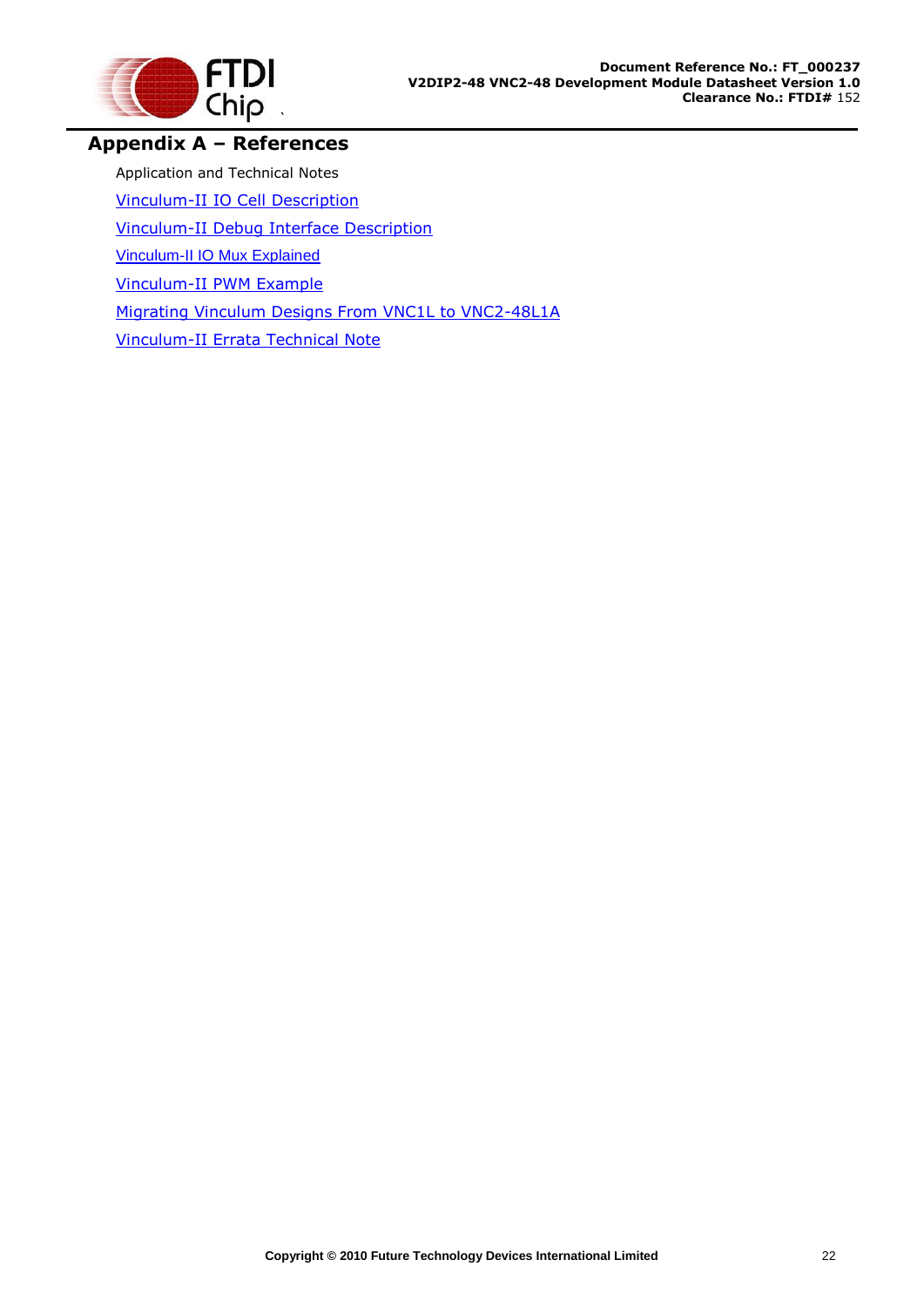# Appendix A – References

Application and Technical Notes

Vinculum-II IO Cell Description

Vinculum-II Debug Interface Description

Vinculum-II IO Mux Explained

Vinculum-II PWM Example

Migrating Vinculum Designs From VNC1L to VNC2-48L1A

Vinculum-II Errata Technical Note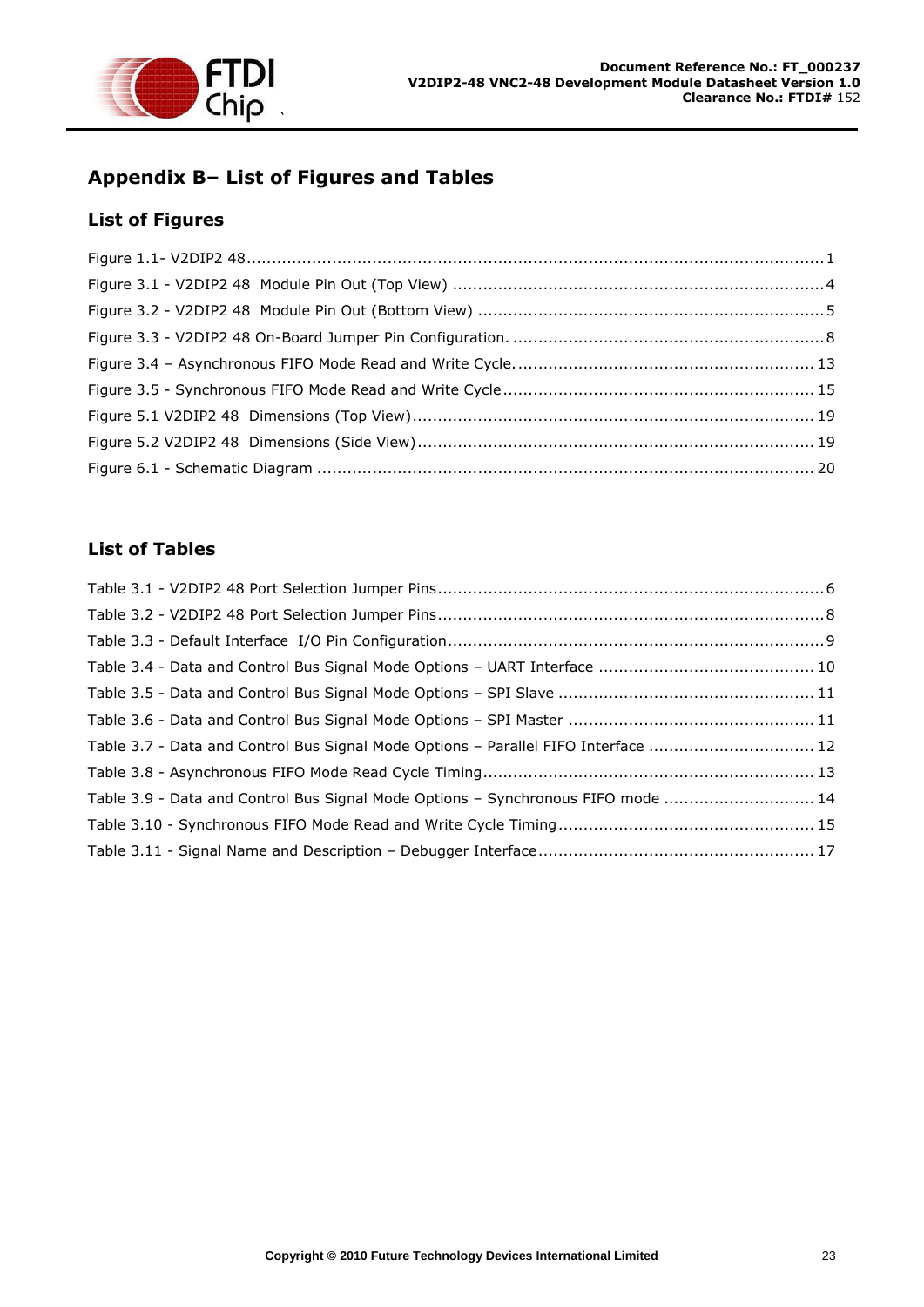# Appendix B– List of Figures and Tables

## List of Figures

Figure 1.1- V2DIP2 48 .......... 1
Figure 3.1 - V2DIP2 48 Module Pin Out (Top View) .......... 4
Figure 3.2 - V2DIP2 48 Module Pin Out (Bottom View) .......... 5
Figure 3.3 - V2DIP2 48 On-Board Jumper Pin Configuration. .......... 8
Figure 3.4 – Asynchronous FIFO Mode Read and Write Cycle. .......... 13
Figure 3.5 - Synchronous FIFO Mode Read and Write Cycle .......... 15
Figure 5.1 V2DIP2 48 Dimensions (Top View) .......... 19
Figure 5.2 V2DIP2 48 Dimensions (Side View) .......... 19
Figure 6.1 - Schematic Diagram .......... 20

## List of Tables

Table 3.1 - V2DIP2 48 Port Selection Jumper Pins .......... 6
Table 3.2 - V2DIP2 48 Port Selection Jumper Pins .......... 8
Table 3.3 - Default Interface I/O Pin Configuration .......... 9
Table 3.4 - Data and Control Bus Signal Mode Options – UART Interface .......... 10
Table 3.5 - Data and Control Bus Signal Mode Options – SPI Slave .......... 11
Table 3.6 - Data and Control Bus Signal Mode Options – SPI Master .......... 11
Table 3.7 - Data and Control Bus Signal Mode Options – Parallel FIFO Interface .......... 12
Table 3.8 - Asynchronous FIFO Mode Read Cycle Timing .......... 13
Table 3.9 - Data and Control Bus Signal Mode Options – Synchronous FIFO mode .......... 14
Table 3.10 - Synchronous FIFO Mode Read and Write Cycle Timing .......... 15
Table 3.11 - Signal Name and Description – Debugger Interface .......... 17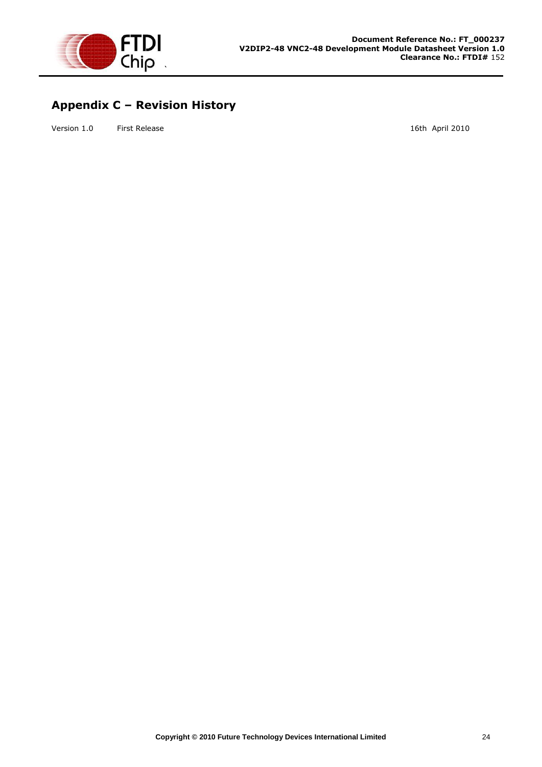# Appendix C – Revision History

| | | |
|---|---|---|
| Version 1.0 | First Release | 16th April 2010 |